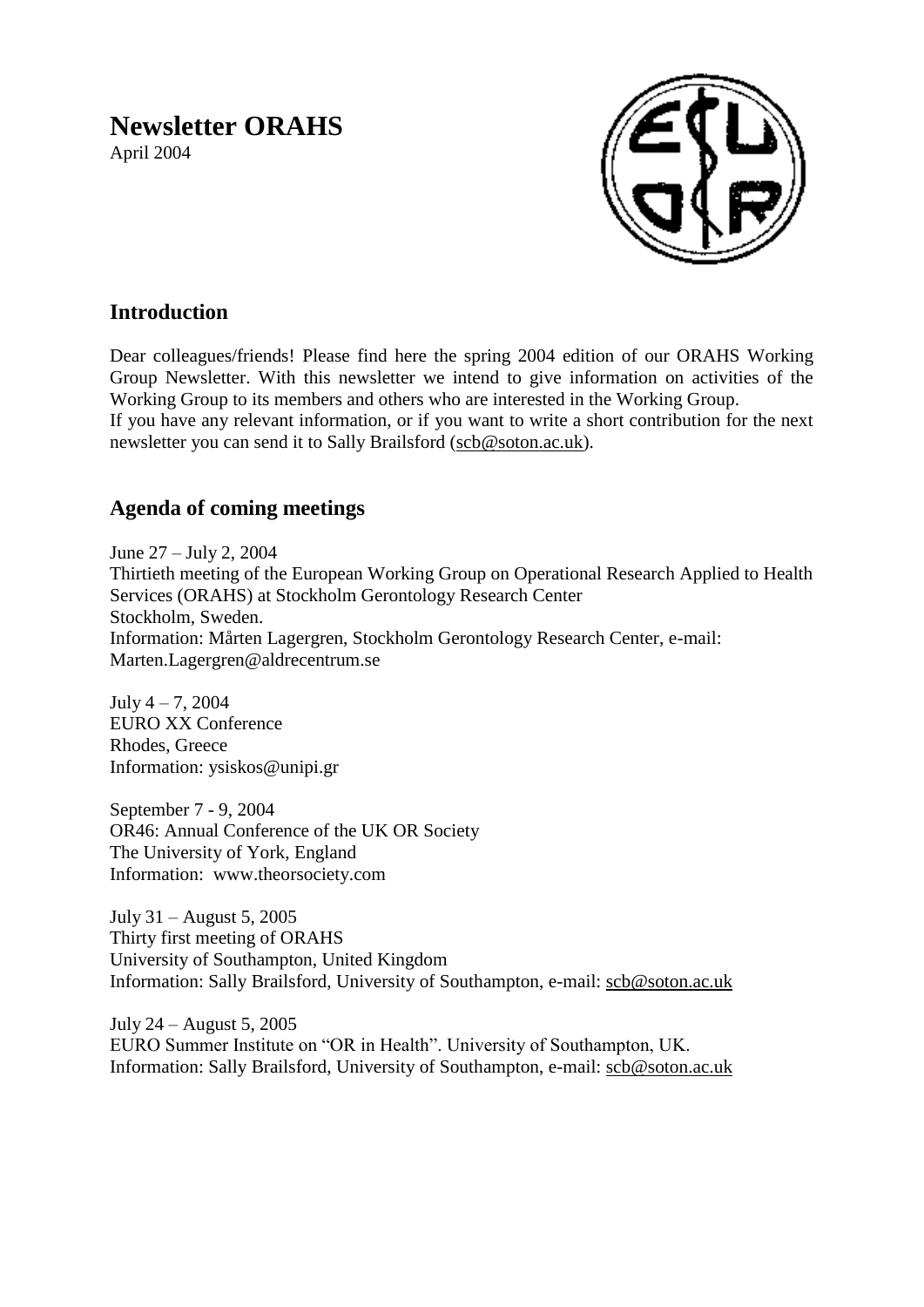# Newsletter ORAHS

April 2004

## Introduction

Dear colleagues/friends! Please find here the spring 2004 edition of our ORAHS Working Group Newsletter. With this newsletter we intend to give information on activities of the Working Group to its members and others who are interested in the Working Group.
If you have any relevant information, or if you want to write a short contribution for the next newsletter you can send it to Sally Brailsford (scb@soton.ac.uk).

## Agenda of coming meetings

June 27 – July 2, 2004
Thirtieth meeting of the European Working Group on Operational Research Applied to Health Services (ORAHS) at Stockholm Gerontology Research Center
Stockholm, Sweden.
Information: Mårten Lagergren, Stockholm Gerontology Research Center, e-mail: Marten.Lagergren@aldrecentrum.se

July 4 – 7, 2004
EURO XX Conference
Rhodes, Greece
Information: ysiskos@unipi.gr

September 7 - 9, 2004
OR46: Annual Conference of the UK OR Society
The University of York, England
Information: www.theorsociety.com

July 31 – August 5, 2005
Thirty first meeting of ORAHS
University of Southampton, United Kingdom
Information: Sally Brailsford, University of Southampton, e-mail: scb@soton.ac.uk

July 24 – August 5, 2005
EURO Summer Institute on "OR in Health". University of Southampton, UK.
Information: Sally Brailsford, University of Southampton, e-mail: scb@soton.ac.uk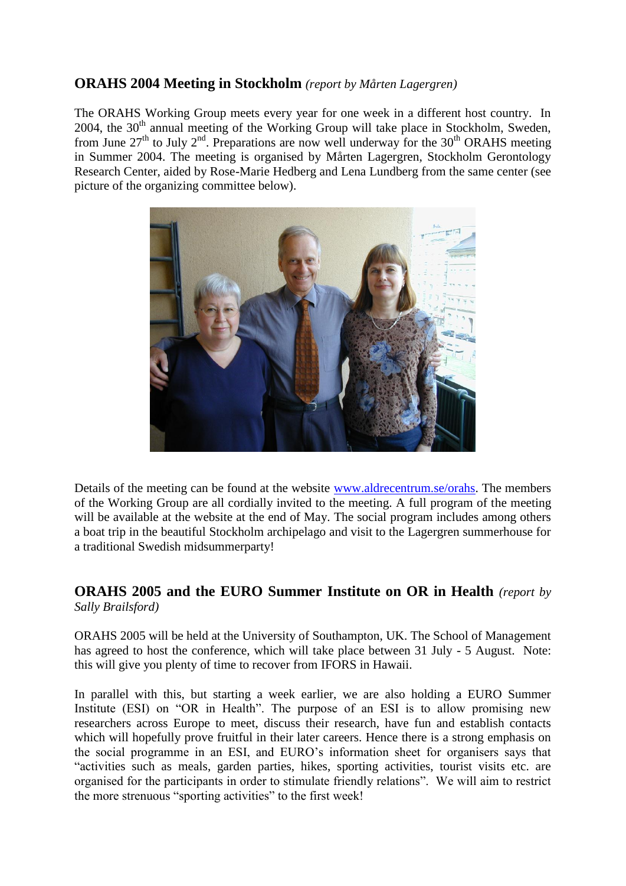## ORAHS 2004 Meeting in Stockholm *(report by Mårten Lagergren)*

The ORAHS Working Group meets every year for one week in a different host country. In 2004, the 30th annual meeting of the Working Group will take place in Stockholm, Sweden, from June 27th to July 2nd. Preparations are now well underway for the 30th ORAHS meeting in Summer 2004. The meeting is organised by Mårten Lagergren, Stockholm Gerontology Research Center, aided by Rose-Marie Hedberg and Lena Lundberg from the same center (see picture of the organizing committee below).

Details of the meeting can be found at the website [www.aldrecentrum.se/orahs](http://www.aldrecentrum.se/orahs). The members of the Working Group are all cordially invited to the meeting. A full program of the meeting will be available at the website at the end of May. The social program includes among others a boat trip in the beautiful Stockholm archipelago and visit to the Lagergren summerhouse for a traditional Swedish midsummerparty!

## ORAHS 2005 and the EURO Summer Institute on OR in Health *(report by Sally Brailsford)*

ORAHS 2005 will be held at the University of Southampton, UK. The School of Management has agreed to host the conference, which will take place between 31 July - 5 August. Note: this will give you plenty of time to recover from IFORS in Hawaii.

In parallel with this, but starting a week earlier, we are also holding a EURO Summer Institute (ESI) on "OR in Health". The purpose of an ESI is to allow promising new researchers across Europe to meet, discuss their research, have fun and establish contacts which will hopefully prove fruitful in their later careers. Hence there is a strong emphasis on the social programme in an ESI, and EURO's information sheet for organisers says that "activities such as meals, garden parties, hikes, sporting activities, tourist visits etc. are organised for the participants in order to stimulate friendly relations". We will aim to restrict the more strenuous "sporting activities" to the first week!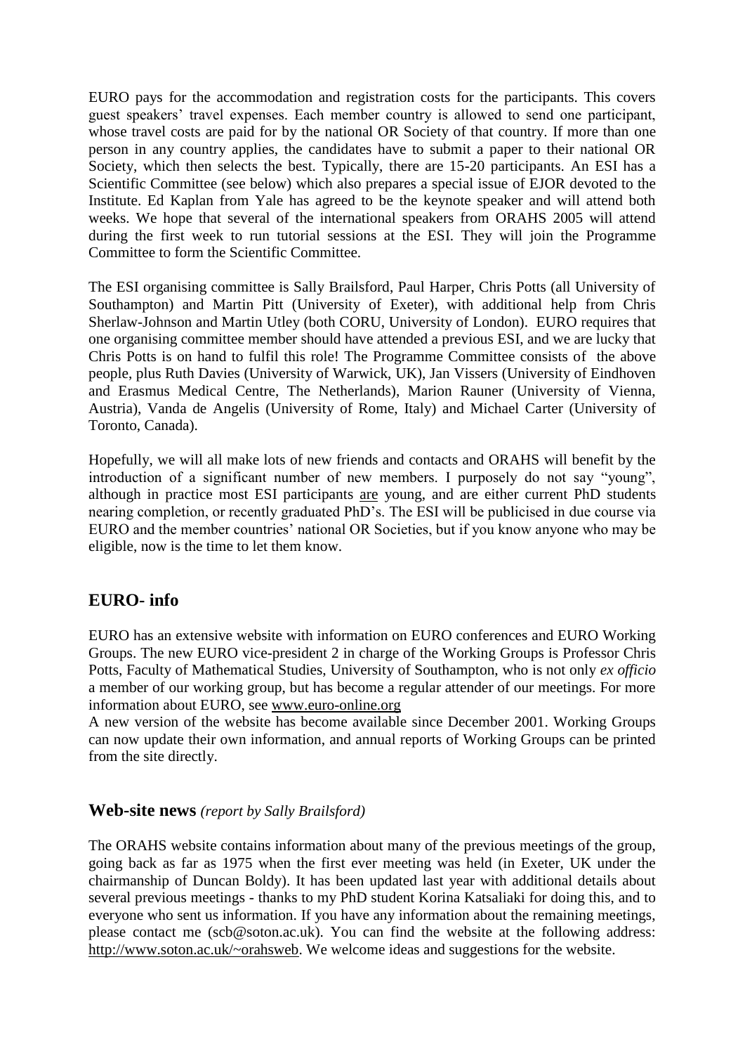EURO pays for the accommodation and registration costs for the participants. This covers guest speakers' travel expenses. Each member country is allowed to send one participant, whose travel costs are paid for by the national OR Society of that country. If more than one person in any country applies, the candidates have to submit a paper to their national OR Society, which then selects the best. Typically, there are 15-20 participants. An ESI has a Scientific Committee (see below) which also prepares a special issue of EJOR devoted to the Institute. Ed Kaplan from Yale has agreed to be the keynote speaker and will attend both weeks. We hope that several of the international speakers from ORAHS 2005 will attend during the first week to run tutorial sessions at the ESI. They will join the Programme Committee to form the Scientific Committee.

The ESI organising committee is Sally Brailsford, Paul Harper, Chris Potts (all University of Southampton) and Martin Pitt (University of Exeter), with additional help from Chris Sherlaw-Johnson and Martin Utley (both CORU, University of London). EURO requires that one organising committee member should have attended a previous ESI, and we are lucky that Chris Potts is on hand to fulfil this role! The Programme Committee consists of the above people, plus Ruth Davies (University of Warwick, UK), Jan Vissers (University of Eindhoven and Erasmus Medical Centre, The Netherlands), Marion Rauner (University of Vienna, Austria), Vanda de Angelis (University of Rome, Italy) and Michael Carter (University of Toronto, Canada).

Hopefully, we will all make lots of new friends and contacts and ORAHS will benefit by the introduction of a significant number of new members. I purposely do not say "young", although in practice most ESI participants are young, and are either current PhD students nearing completion, or recently graduated PhD's. The ESI will be publicised in due course via EURO and the member countries' national OR Societies, but if you know anyone who may be eligible, now is the time to let them know.

## EURO- info

EURO has an extensive website with information on EURO conferences and EURO Working Groups. The new EURO vice-president 2 in charge of the Working Groups is Professor Chris Potts, Faculty of Mathematical Studies, University of Southampton, who is not only *ex officio* a member of our working group, but has become a regular attender of our meetings. For more information about EURO, see www.euro-online.org

A new version of the website has become available since December 2001. Working Groups can now update their own information, and annual reports of Working Groups can be printed from the site directly.

## Web-site news *(report by Sally Brailsford)*

The ORAHS website contains information about many of the previous meetings of the group, going back as far as 1975 when the first ever meeting was held (in Exeter, UK under the chairmanship of Duncan Boldy). It has been updated last year with additional details about several previous meetings - thanks to my PhD student Korina Katsaliaki for doing this, and to everyone who sent us information. If you have any information about the remaining meetings, please contact me (scb@soton.ac.uk). You can find the website at the following address: http://www.soton.ac.uk/~orahsweb. We welcome ideas and suggestions for the website.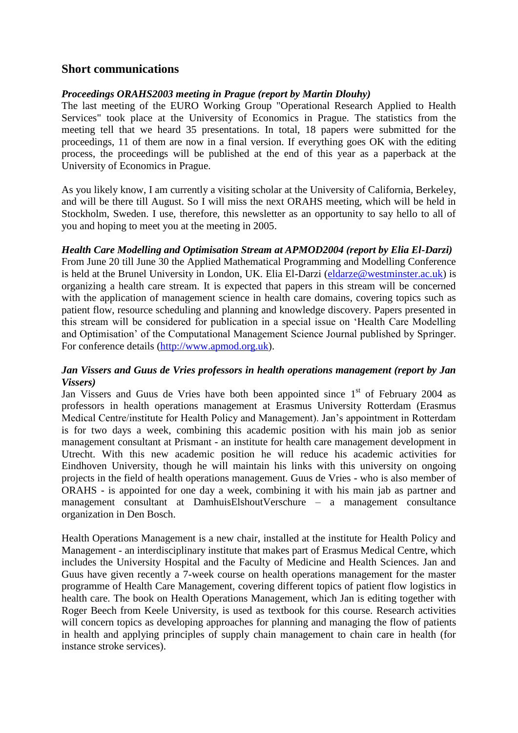## Short communications

***Proceedings ORAHS2003 meeting in Prague (report by Martin Dlouhy)***

The last meeting of the EURO Working Group "Operational Research Applied to Health Services" took place at the University of Economics in Prague. The statistics from the meeting tell that we heard 35 presentations. In total, 18 papers were submitted for the proceedings, 11 of them are now in a final version. If everything goes OK with the editing process, the proceedings will be published at the end of this year as a paperback at the University of Economics in Prague.

As you likely know, I am currently a visiting scholar at the University of California, Berkeley, and will be there till August. So I will miss the next ORAHS meeting, which will be held in Stockholm, Sweden. I use, therefore, this newsletter as an opportunity to say hello to all of you and hoping to meet you at the meeting in 2005.

***Health Care Modelling and Optimisation Stream at APMOD2004 (report by Elia El-Darzi)***

From June 20 till June 30 the Applied Mathematical Programming and Modelling Conference is held at the Brunel University in London, UK. Elia El-Darzi (eldarze@westminster.ac.uk) is organizing a health care stream. It is expected that papers in this stream will be concerned with the application of management science in health care domains, covering topics such as patient flow, resource scheduling and planning and knowledge discovery. Papers presented in this stream will be considered for publication in a special issue on 'Health Care Modelling and Optimisation' of the Computational Management Science Journal published by Springer. For conference details (http://www.apmod.org.uk).

***Jan Vissers and Guus de Vries professors in health operations management (report by Jan Vissers)***

Jan Vissers and Guus de Vries have both been appointed since 1st of February 2004 as professors in health operations management at Erasmus University Rotterdam (Erasmus Medical Centre/institute for Health Policy and Management). Jan's appointment in Rotterdam is for two days a week, combining this academic position with his main job as senior management consultant at Prismant - an institute for health care management development in Utrecht. With this new academic position he will reduce his academic activities for Eindhoven University, though he will maintain his links with this university on ongoing projects in the field of health operations management. Guus de Vries - who is also member of ORAHS - is appointed for one day a week, combining it with his main jab as partner and management consultant at DamhuisElshoutVerschure – a management consultance organization in Den Bosch.

Health Operations Management is a new chair, installed at the institute for Health Policy and Management - an interdisciplinary institute that makes part of Erasmus Medical Centre, which includes the University Hospital and the Faculty of Medicine and Health Sciences. Jan and Guus have given recently a 7-week course on health operations management for the master programme of Health Care Management, covering different topics of patient flow logistics in health care. The book on Health Operations Management, which Jan is editing together with Roger Beech from Keele University, is used as textbook for this course. Research activities will concern topics as developing approaches for planning and managing the flow of patients in health and applying principles of supply chain management to chain care in health (for instance stroke services).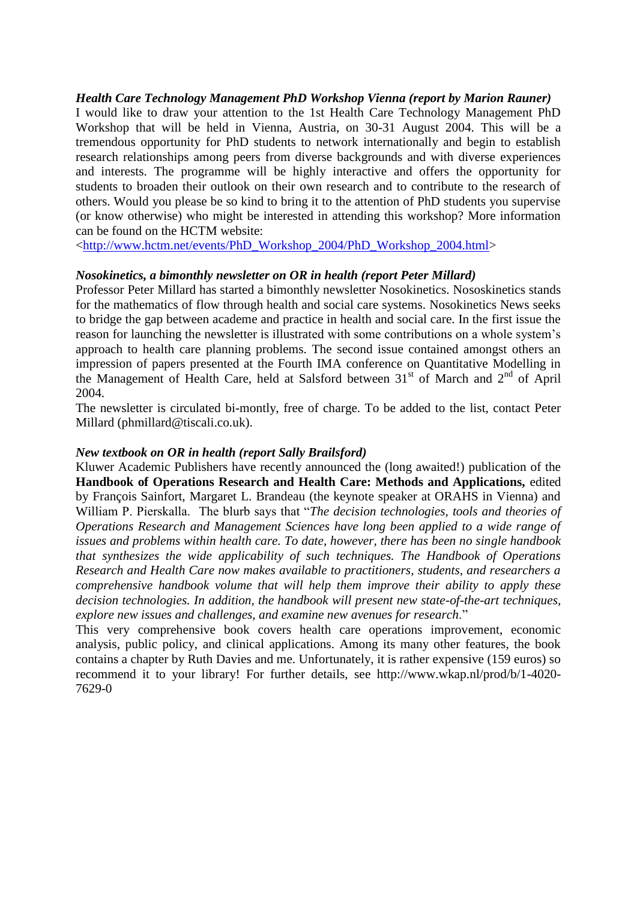***Health Care Technology Management PhD Workshop Vienna (report by Marion Rauner)***

I would like to draw your attention to the 1st Health Care Technology Management PhD Workshop that will be held in Vienna, Austria, on 30-31 August 2004. This will be a tremendous opportunity for PhD students to network internationally and begin to establish research relationships among peers from diverse backgrounds and with diverse experiences and interests. The programme will be highly interactive and offers the opportunity for students to broaden their outlook on their own research and to contribute to the research of others. Would you please be so kind to bring it to the attention of PhD students you supervise (or know otherwise) who might be interested in attending this workshop? More information can be found on the HCTM website:
<http://www.hctm.net/events/PhD_Workshop_2004/PhD_Workshop_2004.html>

***Nosokinetics, a bimonthly newsletter on OR in health (report Peter Millard)***

Professor Peter Millard has started a bimonthly newsletter Nosokinetics. Nososkinetics stands for the mathematics of flow through health and social care systems. Nosokinetics News seeks to bridge the gap between academe and practice in health and social care. In the first issue the reason for launching the newsletter is illustrated with some contributions on a whole system's approach to health care planning problems. The second issue contained amongst others an impression of papers presented at the Fourth IMA conference on Quantitative Modelling in the Management of Health Care, held at Salsford between 31st of March and 2nd of April 2004.

The newsletter is circulated bi-montly, free of charge. To be added to the list, contact Peter Millard (phmillard@tiscali.co.uk).

***New textbook on OR in health (report Sally Brailsford)***

Kluwer Academic Publishers have recently announced the (long awaited!) publication of the **Handbook of Operations Research and Health Care: Methods and Applications,** edited by François Sainfort, Margaret L. Brandeau (the keynote speaker at ORAHS in Vienna) and William P. Pierskalla. The blurb says that "*The decision technologies, tools and theories of Operations Research and Management Sciences have long been applied to a wide range of issues and problems within health care. To date, however, there has been no single handbook that synthesizes the wide applicability of such techniques. The Handbook of Operations Research and Health Care now makes available to practitioners, students, and researchers a comprehensive handbook volume that will help them improve their ability to apply these decision technologies. In addition, the handbook will present new state-of-the-art techniques, explore new issues and challenges, and examine new avenues for research*."

This very comprehensive book covers health care operations improvement, economic analysis, public policy, and clinical applications. Among its many other features, the book contains a chapter by Ruth Davies and me. Unfortunately, it is rather expensive (159 euros) so recommend it to your library! For further details, see http://www.wkap.nl/prod/b/1-4020-7629-0